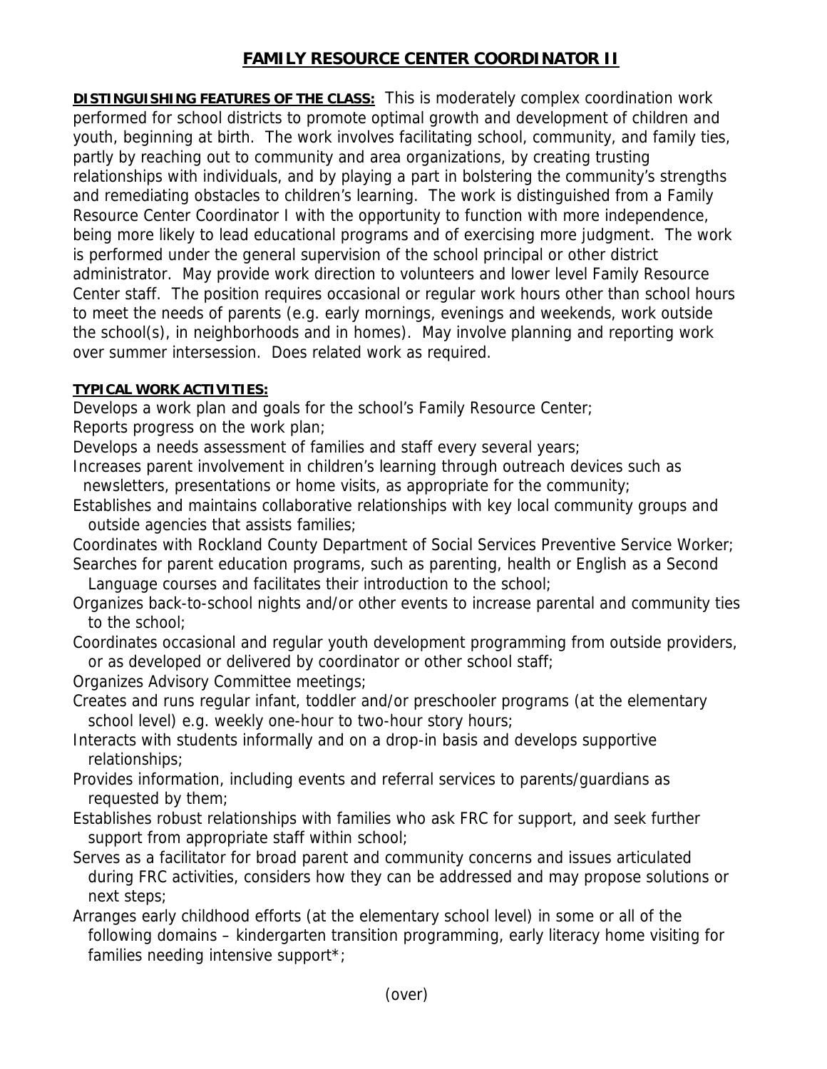# FAMILY RESOURCE CENTER COORDINATOR II

**DISTINGUISHING FEATURES OF THE CLASS:** This is moderately complex coordination work performed for school districts to promote optimal growth and development of children and youth, beginning at birth. The work involves facilitating school, community, and family ties, partly by reaching out to community and area organizations, by creating trusting relationships with individuals, and by playing a part in bolstering the community's strengths and remediating obstacles to children's learning. The work is distinguished from a Family Resource Center Coordinator I with the opportunity to function with more independence, being more likely to lead educational programs and of exercising more judgment. The work is performed under the general supervision of the school principal or other district administrator. May provide work direction to volunteers and lower level Family Resource Center staff. The position requires occasional or regular work hours other than school hours to meet the needs of parents (e.g. early mornings, evenings and weekends, work outside the school(s), in neighborhoods and in homes). May involve planning and reporting work over summer intersession. Does related work as required.

**TYPICAL WORK ACTIVITIES:**

Develops a work plan and goals for the school's Family Resource Center;
Reports progress on the work plan;
Develops a needs assessment of families and staff every several years;
Increases parent involvement in children's learning through outreach devices such as newsletters, presentations or home visits, as appropriate for the community;
Establishes and maintains collaborative relationships with key local community groups and outside agencies that assists families;
Coordinates with Rockland County Department of Social Services Preventive Service Worker;
Searches for parent education programs, such as parenting, health or English as a Second Language courses and facilitates their introduction to the school;
Organizes back-to-school nights and/or other events to increase parental and community ties to the school;
Coordinates occasional and regular youth development programming from outside providers, or as developed or delivered by coordinator or other school staff;
Organizes Advisory Committee meetings;
Creates and runs regular infant, toddler and/or preschooler programs (at the elementary school level) e.g. weekly one-hour to two-hour story hours;
Interacts with students informally and on a drop-in basis and develops supportive relationships;
Provides information, including events and referral services to parents/guardians as requested by them;
Establishes robust relationships with families who ask FRC for support, and seek further support from appropriate staff within school;
Serves as a facilitator for broad parent and community concerns and issues articulated during FRC activities, considers how they can be addressed and may propose solutions or next steps;
Arranges early childhood efforts (at the elementary school level) in some or all of the following domains – kindergarten transition programming, early literacy home visiting for families needing intensive support*;

(over)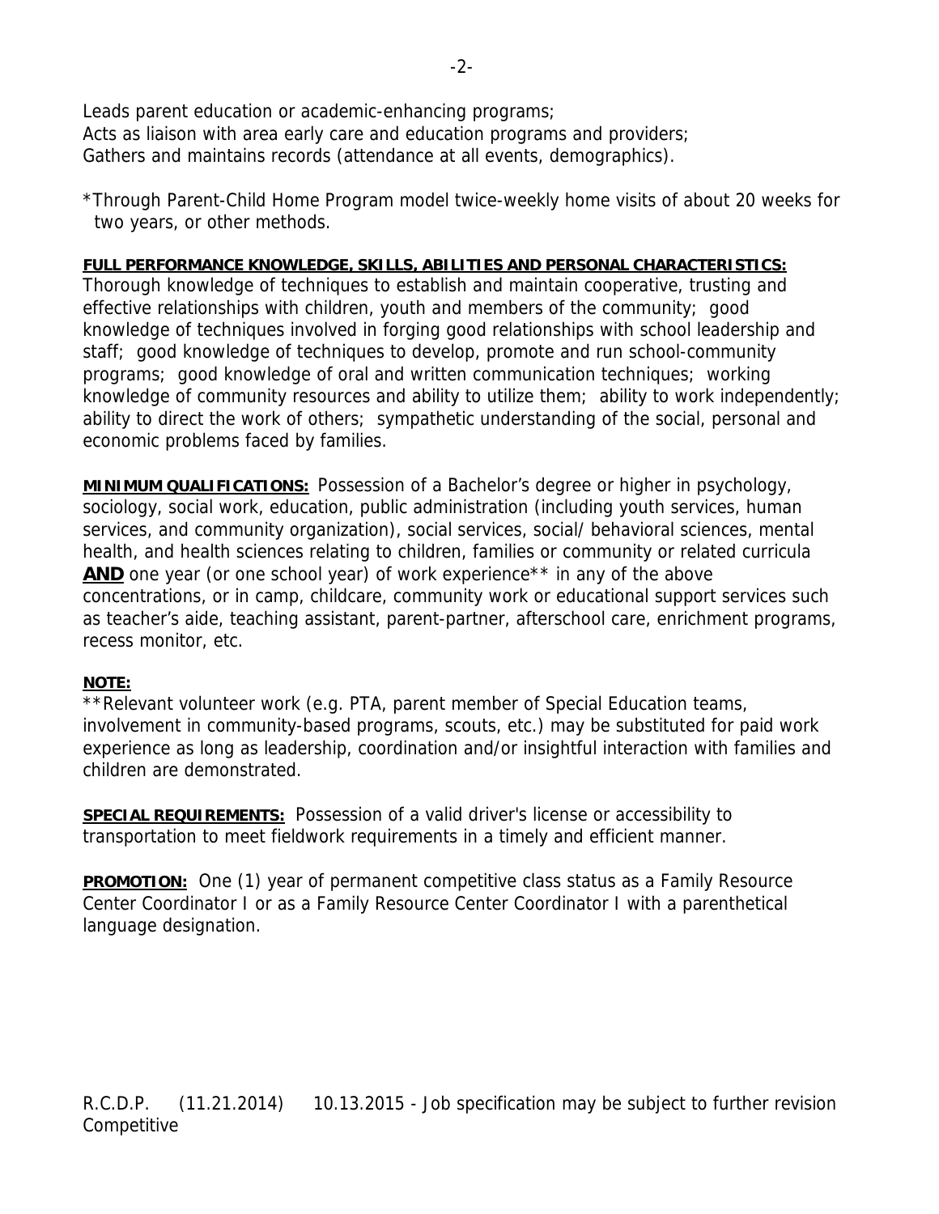Leads parent education or academic-enhancing programs;
Acts as liaison with area early care and education programs and providers;
Gathers and maintains records (attendance at all events, demographics).

*Through Parent-Child Home Program model twice-weekly home visits of about 20 weeks for two years, or other methods.

**FULL PERFORMANCE KNOWLEDGE, SKILLS, ABILITIES AND PERSONAL CHARACTERISTICS:** Thorough knowledge of techniques to establish and maintain cooperative, trusting and effective relationships with children, youth and members of the community; good knowledge of techniques involved in forging good relationships with school leadership and staff; good knowledge of techniques to develop, promote and run school-community programs; good knowledge of oral and written communication techniques; working knowledge of community resources and ability to utilize them; ability to work independently; ability to direct the work of others; sympathetic understanding of the social, personal and economic problems faced by families.

**MINIMUM QUALIFICATIONS:** Possession of a Bachelor's degree or higher in psychology, sociology, social work, education, public administration (including youth services, human services, and community organization), social services, social/ behavioral sciences, mental health, and health sciences relating to children, families or community or related curricula **AND** one year (or one school year) of work experience** in any of the above concentrations, or in camp, childcare, community work or educational support services such as teacher's aide, teaching assistant, parent-partner, afterschool care, enrichment programs, recess monitor, etc.

**NOTE:**
**Relevant volunteer work (e.g. PTA, parent member of Special Education teams, involvement in community-based programs, scouts, etc.) may be substituted for paid work experience as long as leadership, coordination and/or insightful interaction with families and children are demonstrated.

**SPECIAL REQUIREMENTS:** Possession of a valid driver's license or accessibility to transportation to meet fieldwork requirements in a timely and efficient manner.

**PROMOTION:** One (1) year of permanent competitive class status as a Family Resource Center Coordinator I or as a Family Resource Center Coordinator I with a parenthetical language designation.

R.C.D.P. (11.21.2014) 10.13.2015 - Job specification may be subject to further revision
Competitive